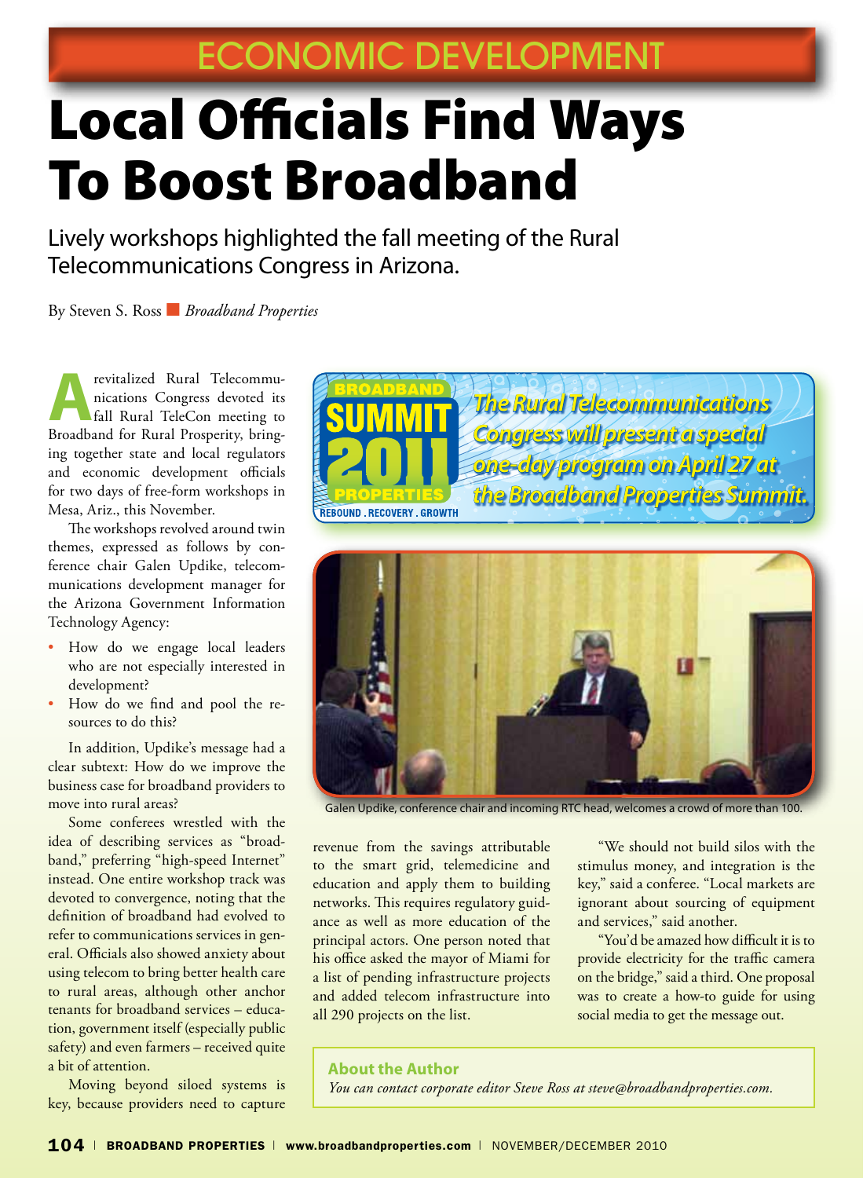ECONOMIC DEVELOPMENT

# Local Officials Find Ways To Boost Broadband

Lively workshops highlighted the fall meeting of the Rural Telecommunications Congress in Arizona.

By Steven S. Ross ■ *Broadband Properties*

A revitalized Rural Telecommunications Congress devoted its fall Rural TeleCon meeting to Broadband for Rural Prosperity, bringing together state and local regulators and economic development officials for two days of free-form workshops in Mesa, Ariz., this November.

The workshops revolved around twin themes, expressed as follows by conference chair Galen Updike, telecommunications development manager for the Arizona Government Information Technology Agency:

- How do we engage local leaders who are not especially interested in development?
- How do we find and pool the resources to do this?

In addition, Updike's message had a clear subtext: How do we improve the business case for broadband providers to move into rural areas?

Some conferees wrestled with the idea of describing services as "broadband," preferring "high-speed Internet" instead. One entire workshop track was devoted to convergence, noting that the definition of broadband had evolved to refer to communications services in general. Officials also showed anxiety about using telecom to bring better health care to rural areas, although other anchor tenants for broadband services – education, government itself (especially public safety) and even farmers – received quite a bit of attention.

Moving beyond siloed systems is key, because providers need to capture revenue from the savings attributable to the smart grid, telemedicine and education and apply them to building networks. This requires regulatory guidance as well as more education of the principal actors. One person noted that his office asked the mayor of Miami for a list of pending infrastructure projects and added telecom infrastructure into all 290 projects on the list.

"We should not build silos with the stimulus money, and integration is the key," said a conferee. "Local markets are ignorant about sourcing of equipment and services," said another.

"You'd be amazed how difficult it is to provide electricity for the traffic camera on the bridge," said a third. One proposal was to create a how-to guide for using social media to get the message out.

BROADBAND SUMMIT 2011 PROPERTIES — REBOUND . RECOVERY . GROWTH

*The Rural Telecommunications Congress will present a special one-day program on April 27 at the Broadband Properties Summit.*

Galen Updike, conference chair and incoming RTC head, welcomes a crowd of more than 100.

**About the Author**

*You can contact corporate editor Steve Ross at steve@broadbandproperties.com.*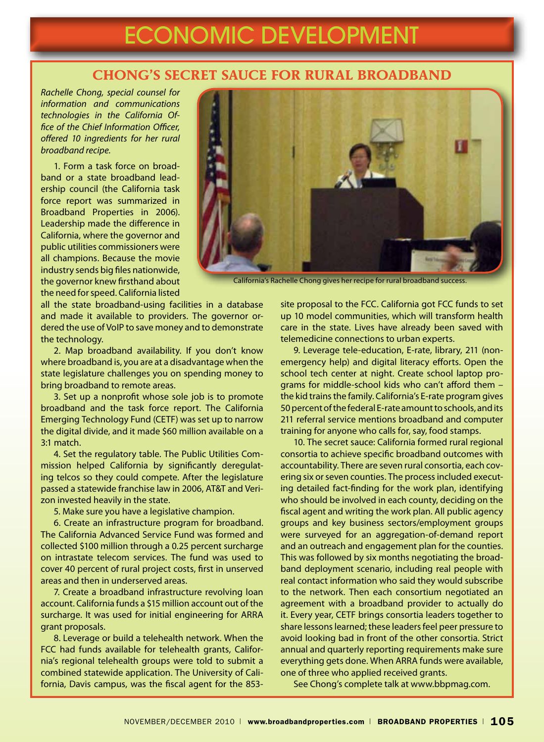# ECONOMIC DEVELOPMENT

## CHONG'S SECRET SAUCE FOR RURAL BROADBAND

*Rachelle Chong, special counsel for information and communications technologies in the California Office of the Chief Information Officer, offered 10 ingredients for her rural broadband recipe.*

California's Rachelle Chong gives her recipe for rural broadband success.

1. Form a task force on broadband or a state broadband leadership council (the California task force report was summarized in Broadband Properties in 2006). Leadership made the difference in California, where the governor and public utilities commissioners were all champions. Because the movie industry sends big files nationwide, the governor knew firsthand about the need for speed. California listed all the state broadband-using facilities in a database and made it available to providers. The governor ordered the use of VoIP to save money and to demonstrate the technology.

2. Map broadband availability. If you don't know where broadband is, you are at a disadvantage when the state legislature challenges you on spending money to bring broadband to remote areas.

3. Set up a nonprofit whose sole job is to promote broadband and the task force report. The California Emerging Technology Fund (CETF) was set up to narrow the digital divide, and it made $60 million available on a 3:1 match.

4. Set the regulatory table. The Public Utilities Commission helped California by significantly deregulating telcos so they could compete. After the legislature passed a statewide franchise law in 2006, AT&T and Verizon invested heavily in the state.

5. Make sure you have a legislative champion.

6. Create an infrastructure program for broadband. The California Advanced Service Fund was formed and collected $100 million through a 0.25 percent surcharge on intrastate telecom services. The fund was used to cover 40 percent of rural project costs, first in unserved areas and then in underserved areas.

7. Create a broadband infrastructure revolving loan account. California funds a $15 million account out of the surcharge. It was used for initial engineering for ARRA grant proposals.

8. Leverage or build a telehealth network. When the FCC had funds available for telehealth grants, California's regional telehealth groups were told to submit a combined statewide application. The University of California, Davis campus, was the fiscal agent for the 853-site proposal to the FCC. California got FCC funds to set up 10 model communities, which will transform health care in the state. Lives have already been saved with telemedicine connections to urban experts.

9. Leverage tele-education, E-rate, library, 211 (non-emergency help) and digital literacy efforts. Open the school tech center at night. Create school laptop programs for middle-school kids who can't afford them – the kid trains the family. California's E-rate program gives 50 percent of the federal E-rate amount to schools, and its 211 referral service mentions broadband and computer training for anyone who calls for, say, food stamps.

10. The secret sauce: California formed rural regional consortia to achieve specific broadband outcomes with accountability. There are seven rural consortia, each covering six or seven counties. The process included executing detailed fact-finding for the work plan, identifying who should be involved in each county, deciding on the fiscal agent and writing the work plan. All public agency groups and key business sectors/employment groups were surveyed for an aggregation-of-demand report and an outreach and engagement plan for the counties. This was followed by six months negotiating the broadband deployment scenario, including real people with real contact information who said they would subscribe to the network. Then each consortium negotiated an agreement with a broadband provider to actually do it. Every year, CETF brings consortia leaders together to share lessons learned; these leaders feel peer pressure to avoid looking bad in front of the other consortia. Strict annual and quarterly reporting requirements make sure everything gets done. When ARRA funds were available, one of three who applied received grants.

See Chong's complete talk at www.bbpmag.com.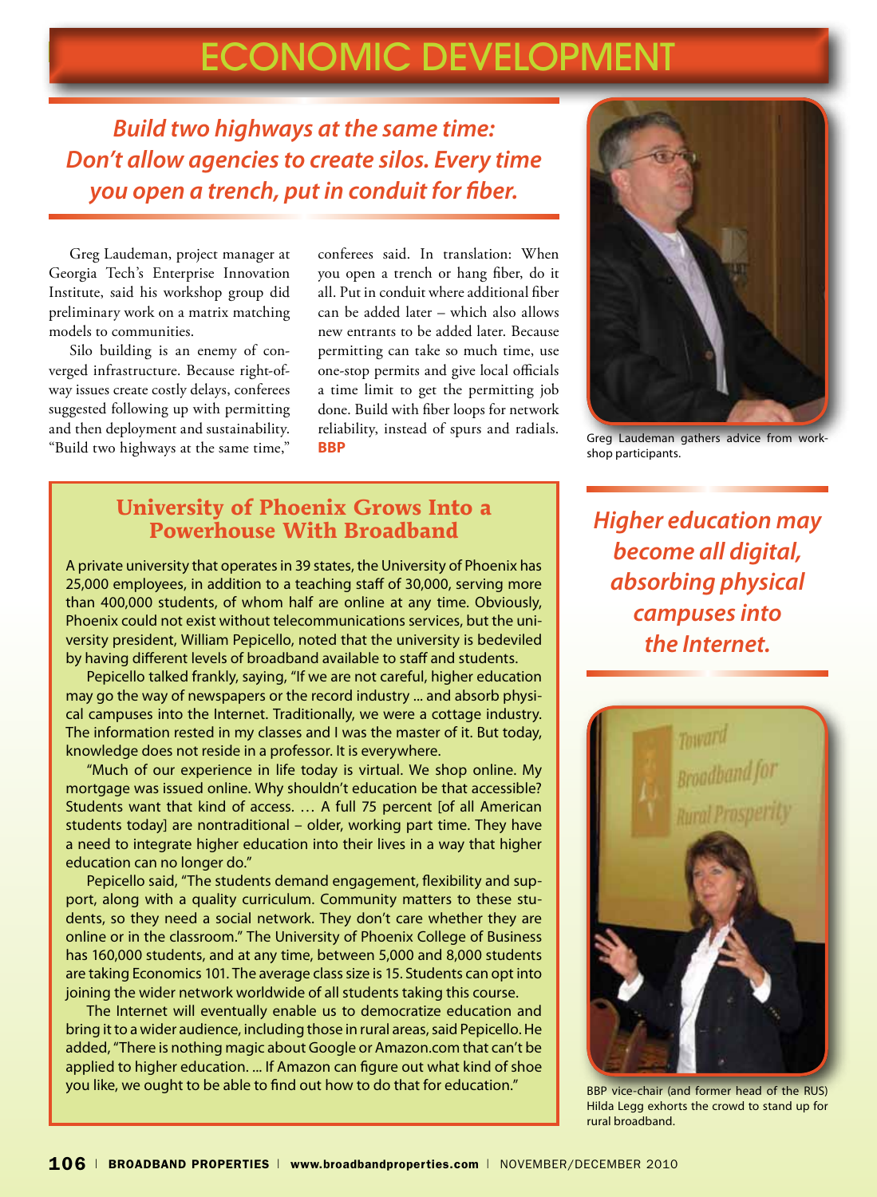# ECONOMIC DEVELOPMENT

*Build two highways at the same time: Don't allow agencies to create silos. Every time you open a trench, put in conduit for fiber.*

Greg Laudeman, project manager at Georgia Tech's Enterprise Innovation Institute, said his workshop group did preliminary work on a matrix matching models to communities.

Silo building is an enemy of converged infrastructure. Because right-of-way issues create costly delays, conferees suggested following up with permitting and then deployment and sustainability. "Build two highways at the same time," conferees said. In translation: When you open a trench or hang fiber, do it all. Put in conduit where additional fiber can be added later – which also allows new entrants to be added later. Because permitting can take so much time, use one-stop permits and give local officials a time limit to get the permitting job done. Build with fiber loops for network reliability, instead of spurs and radials. **BBP**

Greg Laudeman gathers advice from workshop participants.

## University of Phoenix Grows Into a Powerhouse With Broadband

A private university that operates in 39 states, the University of Phoenix has 25,000 employees, in addition to a teaching staff of 30,000, serving more than 400,000 students, of whom half are online at any time. Obviously, Phoenix could not exist without telecommunications services, but the university president, William Pepicello, noted that the university is bedeviled by having different levels of broadband available to staff and students.

Pepicello talked frankly, saying, "If we are not careful, higher education may go the way of newspapers or the record industry ... and absorb physical campuses into the Internet. Traditionally, we were a cottage industry. The information rested in my classes and I was the master of it. But today, knowledge does not reside in a professor. It is everywhere.

"Much of our experience in life today is virtual. We shop online. My mortgage was issued online. Why shouldn't education be that accessible? Students want that kind of access. … A full 75 percent [of all American students today] are nontraditional – older, working part time. They have a need to integrate higher education into their lives in a way that higher education can no longer do."

Pepicello said, "The students demand engagement, flexibility and support, along with a quality curriculum. Community matters to these students, so they need a social network. They don't care whether they are online or in the classroom." The University of Phoenix College of Business has 160,000 students, and at any time, between 5,000 and 8,000 students are taking Economics 101. The average class size is 15. Students can opt into joining the wider network worldwide of all students taking this course.

The Internet will eventually enable us to democratize education and bring it to a wider audience, including those in rural areas, said Pepicello. He added, "There is nothing magic about Google or Amazon.com that can't be applied to higher education. ... If Amazon can figure out what kind of shoe you like, we ought to be able to find out how to do that for education."

*Higher education may become all digital, absorbing physical campuses into the Internet.*

BBP vice-chair (and former head of the RUS) Hilda Legg exhorts the crowd to stand up for rural broadband.